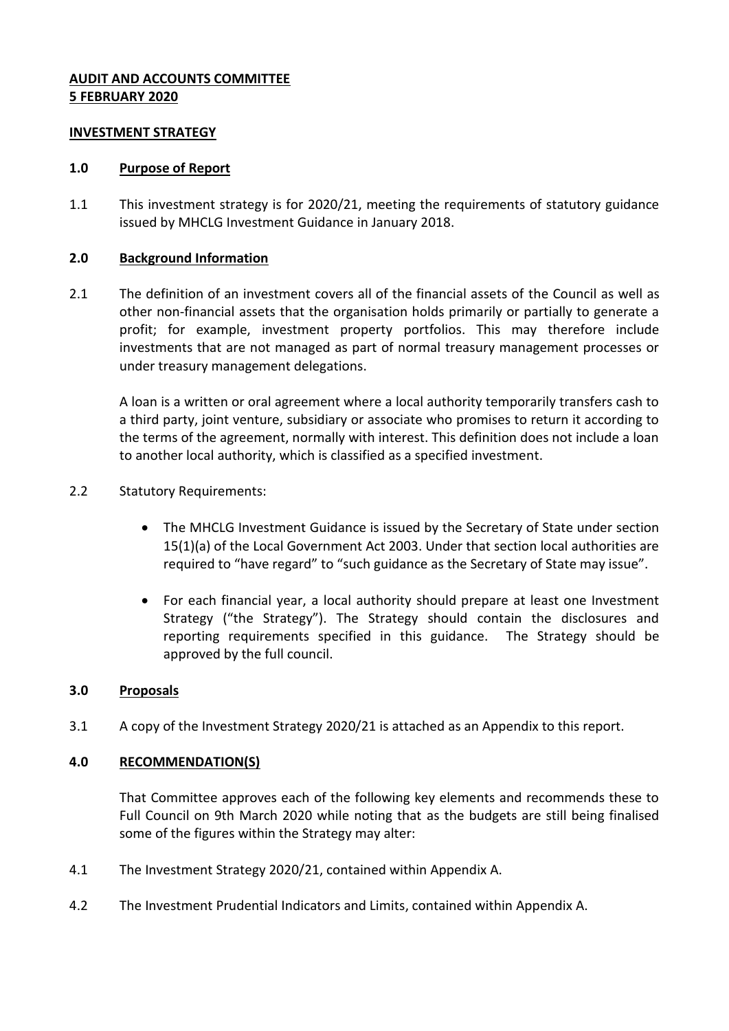**AUDIT AND ACCOUNTS COMMITTEE**
**5 FEBRUARY 2020**

**INVESTMENT STRATEGY**

## 1.0 Purpose of Report

1.1 This investment strategy is for 2020/21, meeting the requirements of statutory guidance issued by MHCLG Investment Guidance in January 2018.

## 2.0 Background Information

2.1 The definition of an investment covers all of the financial assets of the Council as well as other non-financial assets that the organisation holds primarily or partially to generate a profit; for example, investment property portfolios. This may therefore include investments that are not managed as part of normal treasury management processes or under treasury management delegations.

A loan is a written or oral agreement where a local authority temporarily transfers cash to a third party, joint venture, subsidiary or associate who promises to return it according to the terms of the agreement, normally with interest. This definition does not include a loan to another local authority, which is classified as a specified investment.

2.2 Statutory Requirements:

- The MHCLG Investment Guidance is issued by the Secretary of State under section 15(1)(a) of the Local Government Act 2003. Under that section local authorities are required to "have regard" to "such guidance as the Secretary of State may issue".
- For each financial year, a local authority should prepare at least one Investment Strategy ("the Strategy"). The Strategy should contain the disclosures and reporting requirements specified in this guidance. The Strategy should be approved by the full council.

## 3.0 Proposals

3.1 A copy of the Investment Strategy 2020/21 is attached as an Appendix to this report.

## 4.0 RECOMMENDATION(S)

That Committee approves each of the following key elements and recommends these to Full Council on 9th March 2020 while noting that as the budgets are still being finalised some of the figures within the Strategy may alter:

4.1 The Investment Strategy 2020/21, contained within Appendix A.

4.2 The Investment Prudential Indicators and Limits, contained within Appendix A.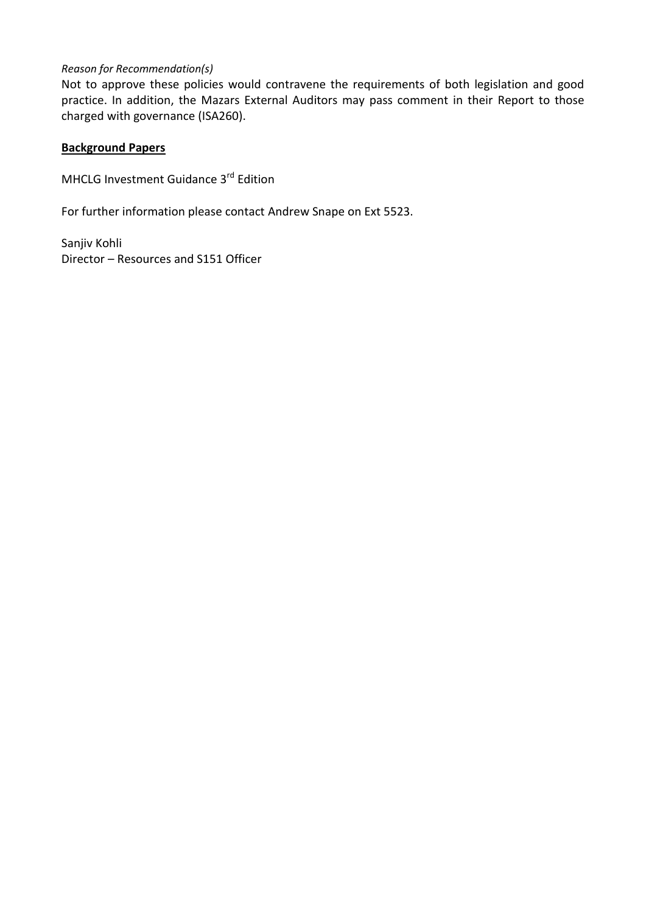*Reason for Recommendation(s)*

Not to approve these policies would contravene the requirements of both legislation and good practice. In addition, the Mazars External Auditors may pass comment in their Report to those charged with governance (ISA260).

**Background Papers**

MHCLG Investment Guidance 3rd Edition

For further information please contact Andrew Snape on Ext 5523.

Sanjiv Kohli
Director – Resources and S151 Officer